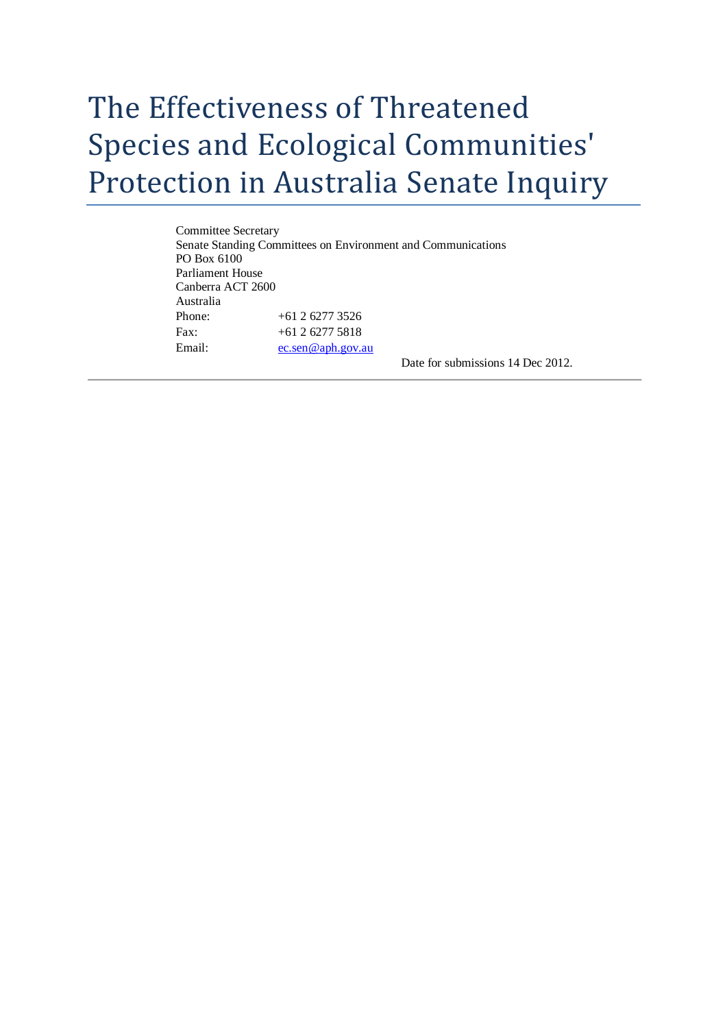# The Effectiveness of Threatened Species and Ecological Communities' Protection in Australia Senate Inquiry

Committee Secretary
Senate Standing Committees on Environment and Communications
PO Box 6100
Parliament House
Canberra ACT 2600
Australia

Phone: +61 2 6277 3526
Fax: +61 2 6277 5818
Email: ec.sen@aph.gov.au

Date for submissions 14 Dec 2012.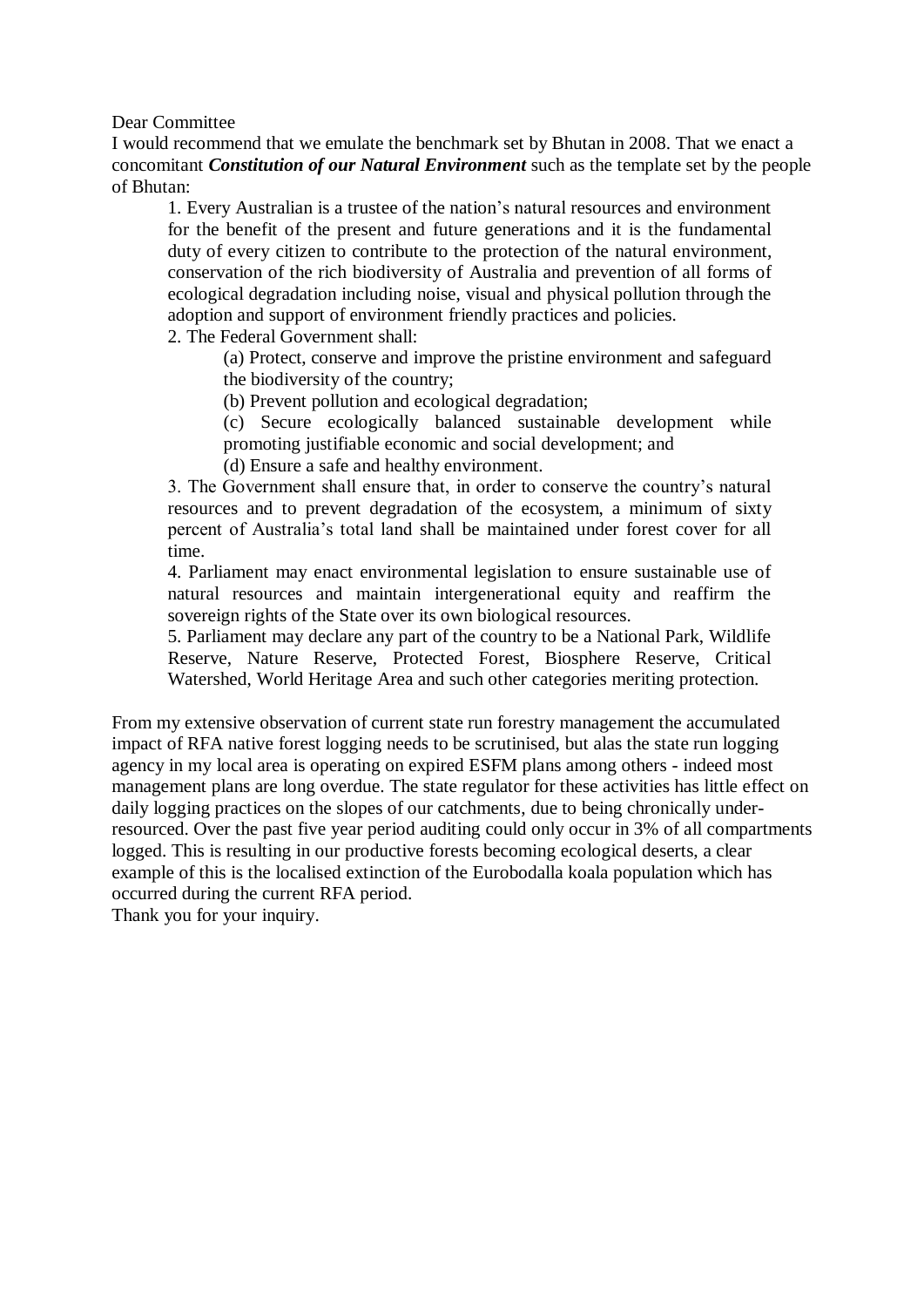Dear Committee

I would recommend that we emulate the benchmark set by Bhutan in 2008. That we enact a concomitant ***Constitution of our Natural Environment*** such as the template set by the people of Bhutan:

> 1. Every Australian is a trustee of the nation's natural resources and environment for the benefit of the present and future generations and it is the fundamental duty of every citizen to contribute to the protection of the natural environment, conservation of the rich biodiversity of Australia and prevention of all forms of ecological degradation including noise, visual and physical pollution through the adoption and support of environment friendly practices and policies.
>
> 2. The Federal Government shall:
>
> > (a) Protect, conserve and improve the pristine environment and safeguard the biodiversity of the country;
> >
> > (b) Prevent pollution and ecological degradation;
> >
> > (c) Secure ecologically balanced sustainable development while promoting justifiable economic and social development; and
> >
> > (d) Ensure a safe and healthy environment.
>
> 3. The Government shall ensure that, in order to conserve the country's natural resources and to prevent degradation of the ecosystem, a minimum of sixty percent of Australia's total land shall be maintained under forest cover for all time.
>
> 4. Parliament may enact environmental legislation to ensure sustainable use of natural resources and maintain intergenerational equity and reaffirm the sovereign rights of the State over its own biological resources.
>
> 5. Parliament may declare any part of the country to be a National Park, Wildlife Reserve, Nature Reserve, Protected Forest, Biosphere Reserve, Critical Watershed, World Heritage Area and such other categories meriting protection.

From my extensive observation of current state run forestry management the accumulated impact of RFA native forest logging needs to be scrutinised, but alas the state run logging agency in my local area is operating on expired ESFM plans among others - indeed most management plans are long overdue. The state regulator for these activities has little effect on daily logging practices on the slopes of our catchments, due to being chronically under-resourced. Over the past five year period auditing could only occur in 3% of all compartments logged. This is resulting in our productive forests becoming ecological deserts, a clear example of this is the localised extinction of the Eurobodalla koala population which has occurred during the current RFA period.

Thank you for your inquiry.